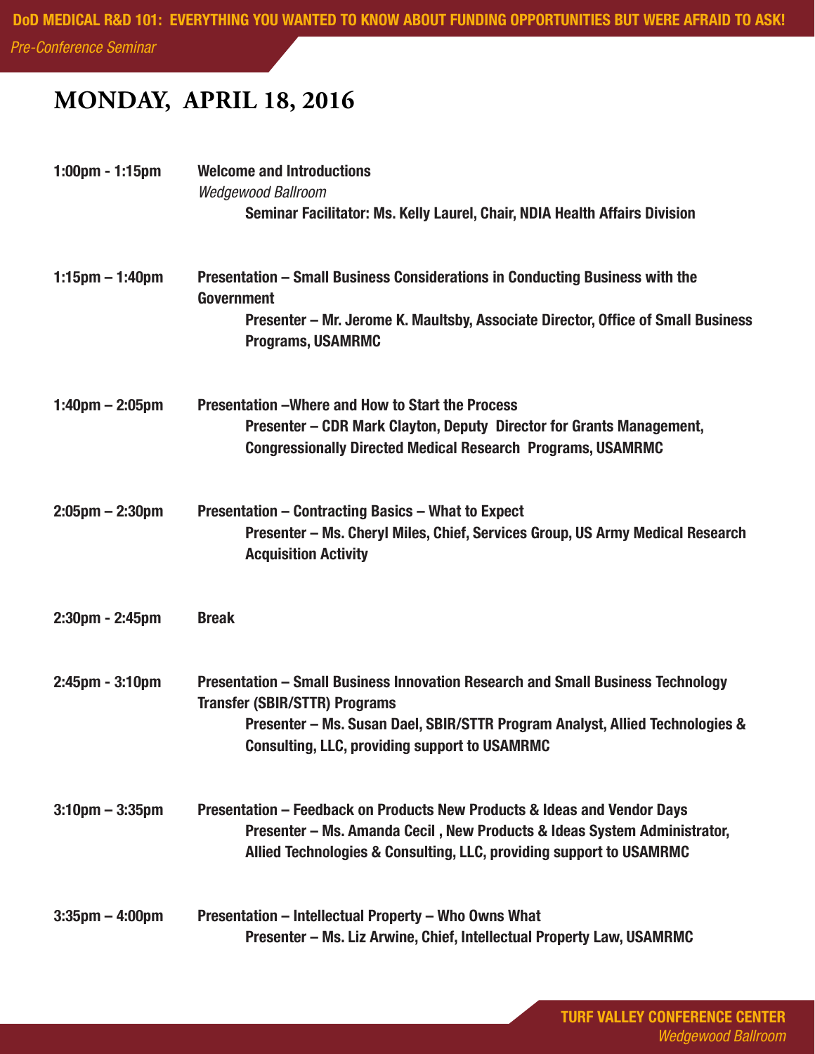**DoD MEDICAL R&D 101: EVERYTHING YOU WANTED TO KNOW ABOUT FUNDING OPPORTUNITIES BUT WERE AFRAID TO ASK!**

*Pre-Conference Seminar*

# MONDAY, APRIL 18, 2016

**1:00pm - 1:15pm** **Welcome and Introductions**
*Wedgewood Ballroom*
**Seminar Facilitator: Ms. Kelly Laurel, Chair, NDIA Health Affairs Division**

**1:15pm – 1:40pm** **Presentation – Small Business Considerations in Conducting Business with the Government**
**Presenter – Mr. Jerome K. Maultsby, Associate Director, Office of Small Business Programs, USAMRMC**

**1:40pm – 2:05pm** **Presentation –Where and How to Start the Process**
**Presenter – CDR Mark Clayton, Deputy Director for Grants Management, Congressionally Directed Medical Research Programs, USAMRMC**

**2:05pm – 2:30pm** **Presentation – Contracting Basics – What to Expect**
**Presenter – Ms. Cheryl Miles, Chief, Services Group, US Army Medical Research Acquisition Activity**

**2:30pm - 2:45pm** **Break**

**2:45pm - 3:10pm** **Presentation – Small Business Innovation Research and Small Business Technology Transfer (SBIR/STTR) Programs**
**Presenter – Ms. Susan Dael, SBIR/STTR Program Analyst, Allied Technologies & Consulting, LLC, providing support to USAMRMC**

**3:10pm – 3:35pm** **Presentation – Feedback on Products New Products & Ideas and Vendor Days**
**Presenter – Ms. Amanda Cecil , New Products & Ideas System Administrator, Allied Technologies & Consulting, LLC, providing support to USAMRMC**

**3:35pm – 4:00pm** **Presentation – Intellectual Property – Who Owns What**
**Presenter – Ms. Liz Arwine, Chief, Intellectual Property Law, USAMRMC**

**TURF VALLEY CONFERENCE CENTER**
*Wedgewood Ballroom*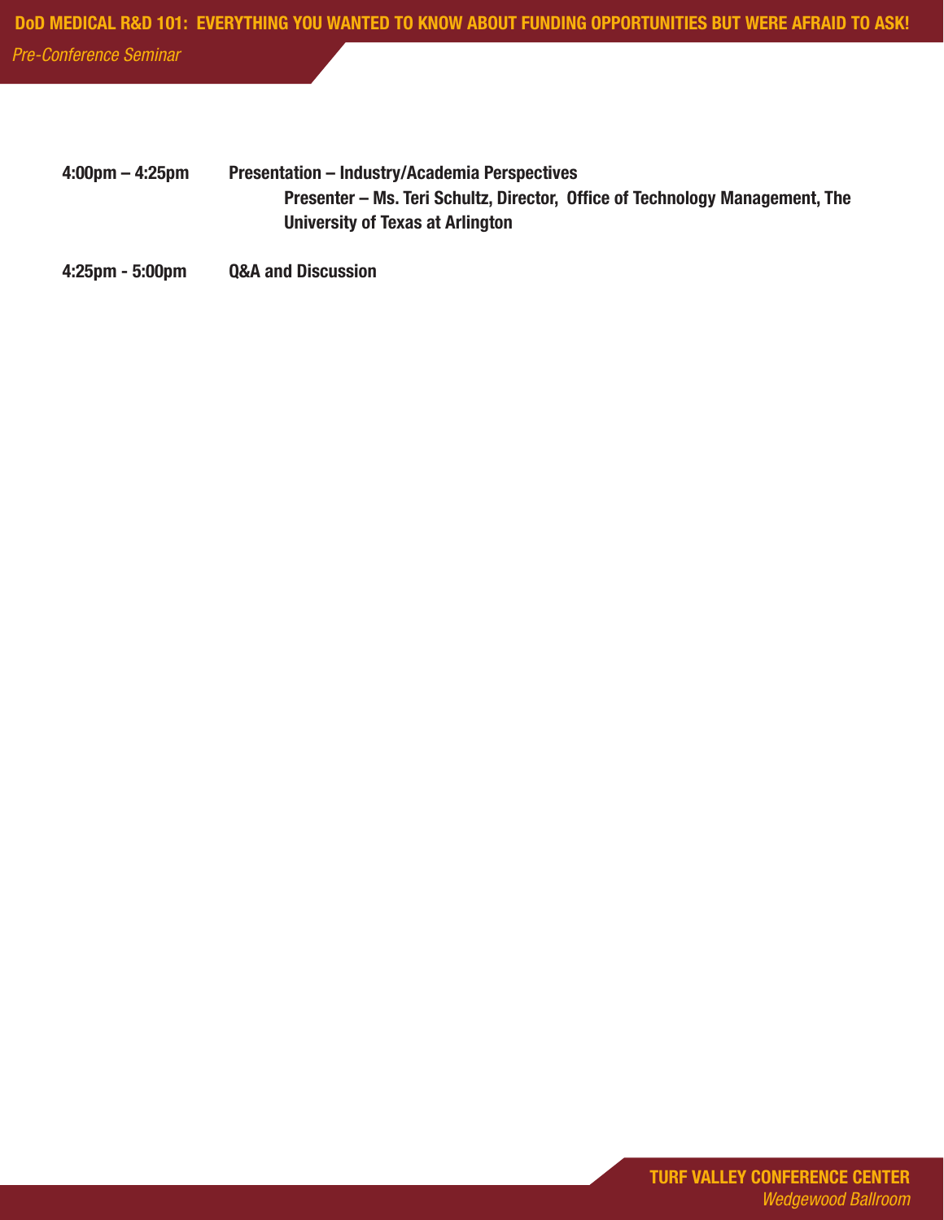**4:00pm – 4:25pm** **Presentation – Industry/Academia Perspectives**

**Presenter – Ms. Teri Schultz, Director, Office of Technology Management, The University of Texas at Arlington**

**4:25pm - 5:00pm** **Q&A and Discussion**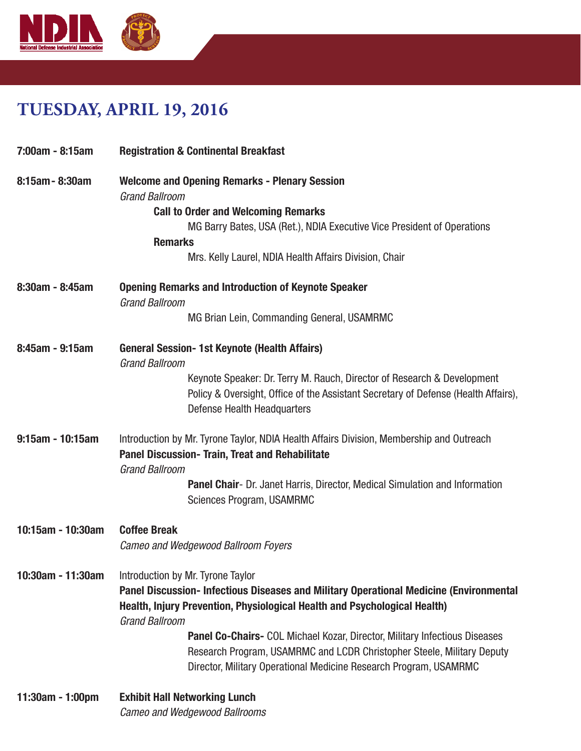# TUESDAY, APRIL 19, 2016

**7:00am - 8:15am** **Registration & Continental Breakfast**

**8:15am - 8:30am** **Welcome and Opening Remarks - Plenary Session**
*Grand Ballroom*

**Call to Order and Welcoming Remarks**
MG Barry Bates, USA (Ret.), NDIA Executive Vice President of Operations

**Remarks**
Mrs. Kelly Laurel, NDIA Health Affairs Division, Chair

**8:30am - 8:45am** **Opening Remarks and Introduction of Keynote Speaker**
*Grand Ballroom*

MG Brian Lein, Commanding General, USAMRMC

**8:45am - 9:15am** **General Session- 1st Keynote (Health Affairs)**
*Grand Ballroom*

Keynote Speaker: Dr. Terry M. Rauch, Director of Research & Development Policy & Oversight, Office of the Assistant Secretary of Defense (Health Affairs), Defense Health Headquarters

**9:15am - 10:15am** Introduction by Mr. Tyrone Taylor, NDIA Health Affairs Division, Membership and Outreach
**Panel Discussion- Train, Treat and Rehabilitate**
*Grand Ballroom*

**Panel Chair**- Dr. Janet Harris, Director, Medical Simulation and Information Sciences Program, USAMRMC

**10:15am - 10:30am** **Coffee Break**
*Cameo and Wedgewood Ballroom Foyers*

**10:30am - 11:30am** Introduction by Mr. Tyrone Taylor
**Panel Discussion- Infectious Diseases and Military Operational Medicine (Environmental Health, Injury Prevention, Physiological Health and Psychological Health)**
*Grand Ballroom*

**Panel Co-Chairs-** COL Michael Kozar, Director, Military Infectious Diseases Research Program, USAMRMC and LCDR Christopher Steele, Military Deputy Director, Military Operational Medicine Research Program, USAMRMC

**11:30am - 1:00pm** **Exhibit Hall Networking Lunch**
*Cameo and Wedgewood Ballrooms*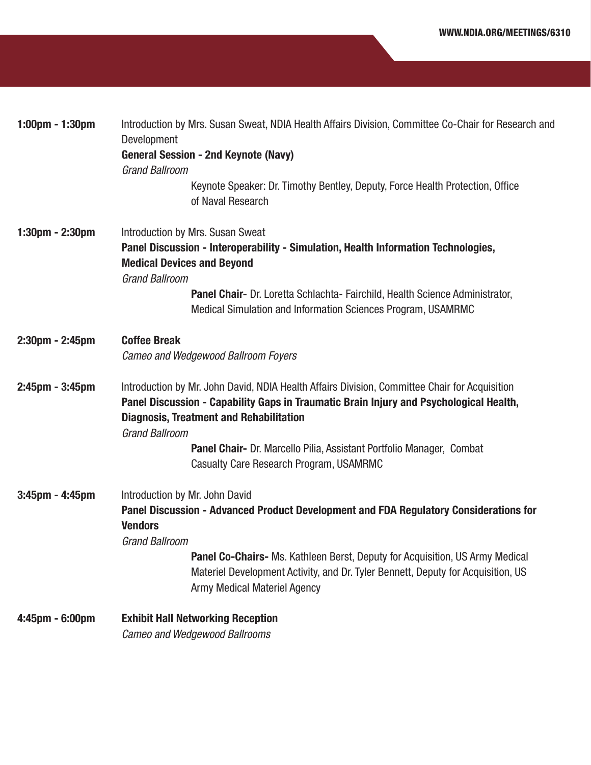**1:00pm - 1:30pm**

Introduction by Mrs. Susan Sweat, NDIA Health Affairs Division, Committee Co-Chair for Research and Development

**General Session - 2nd Keynote (Navy)**

*Grand Ballroom*

Keynote Speaker: Dr. Timothy Bentley, Deputy, Force Health Protection, Office of Naval Research

**1:30pm - 2:30pm**

Introduction by Mrs. Susan Sweat

**Panel Discussion - Interoperability - Simulation, Health Information Technologies, Medical Devices and Beyond**

*Grand Ballroom*

**Panel Chair-** Dr. Loretta Schlachta- Fairchild, Health Science Administrator, Medical Simulation and Information Sciences Program, USAMRMC

**2:30pm - 2:45pm**

**Coffee Break**

*Cameo and Wedgewood Ballroom Foyers*

**2:45pm - 3:45pm**

Introduction by Mr. John David, NDIA Health Affairs Division, Committee Chair for Acquisition

**Panel Discussion - Capability Gaps in Traumatic Brain Injury and Psychological Health, Diagnosis, Treatment and Rehabilitation**

*Grand Ballroom*

**Panel Chair-** Dr. Marcello Pilia, Assistant Portfolio Manager, Combat Casualty Care Research Program, USAMRMC

**3:45pm - 4:45pm**

Introduction by Mr. John David

**Panel Discussion - Advanced Product Development and FDA Regulatory Considerations for Vendors**

*Grand Ballroom*

**Panel Co-Chairs-** Ms. Kathleen Berst, Deputy for Acquisition, US Army Medical Materiel Development Activity, and Dr. Tyler Bennett, Deputy for Acquisition, US Army Medical Materiel Agency

**4:45pm - 6:00pm**

**Exhibit Hall Networking Reception**

*Cameo and Wedgewood Ballrooms*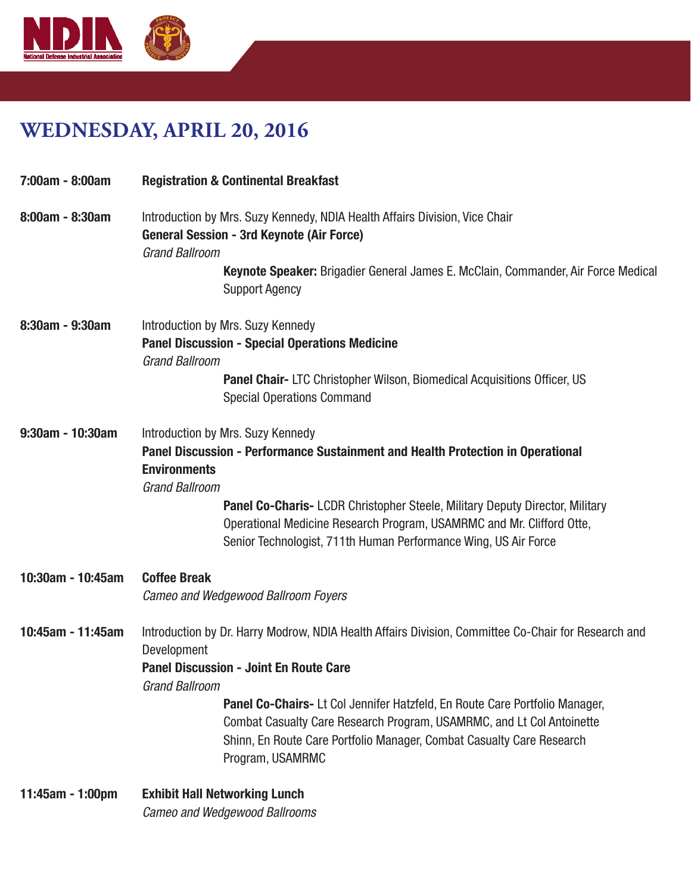# WEDNESDAY, APRIL 20, 2016

**7:00am - 8:00am** — **Registration & Continental Breakfast**

**8:00am - 8:30am**

Introduction by Mrs. Suzy Kennedy, NDIA Health Affairs Division, Vice Chair

**General Session - 3rd Keynote (Air Force)**

*Grand Ballroom*

**Keynote Speaker:** Brigadier General James E. McClain, Commander, Air Force Medical Support Agency

**8:30am - 9:30am**

Introduction by Mrs. Suzy Kennedy

**Panel Discussion - Special Operations Medicine**

*Grand Ballroom*

**Panel Chair-** LTC Christopher Wilson, Biomedical Acquisitions Officer, US Special Operations Command

**9:30am - 10:30am**

Introduction by Mrs. Suzy Kennedy

**Panel Discussion - Performance Sustainment and Health Protection in Operational Environments**

*Grand Ballroom*

**Panel Co-Charis-** LCDR Christopher Steele, Military Deputy Director, Military Operational Medicine Research Program, USAMRMC and Mr. Clifford Otte, Senior Technologist, 711th Human Performance Wing, US Air Force

**10:30am - 10:45am** — **Coffee Break**

*Cameo and Wedgewood Ballroom Foyers*

**10:45am - 11:45am**

Introduction by Dr. Harry Modrow, NDIA Health Affairs Division, Committee Co-Chair for Research and Development

**Panel Discussion - Joint En Route Care**

*Grand Ballroom*

**Panel Co-Chairs-** Lt Col Jennifer Hatzfeld, En Route Care Portfolio Manager, Combat Casualty Care Research Program, USAMRMC, and Lt Col Antoinette Shinn, En Route Care Portfolio Manager, Combat Casualty Care Research Program, USAMRMC

**11:45am - 1:00pm** — **Exhibit Hall Networking Lunch**

*Cameo and Wedgewood Ballrooms*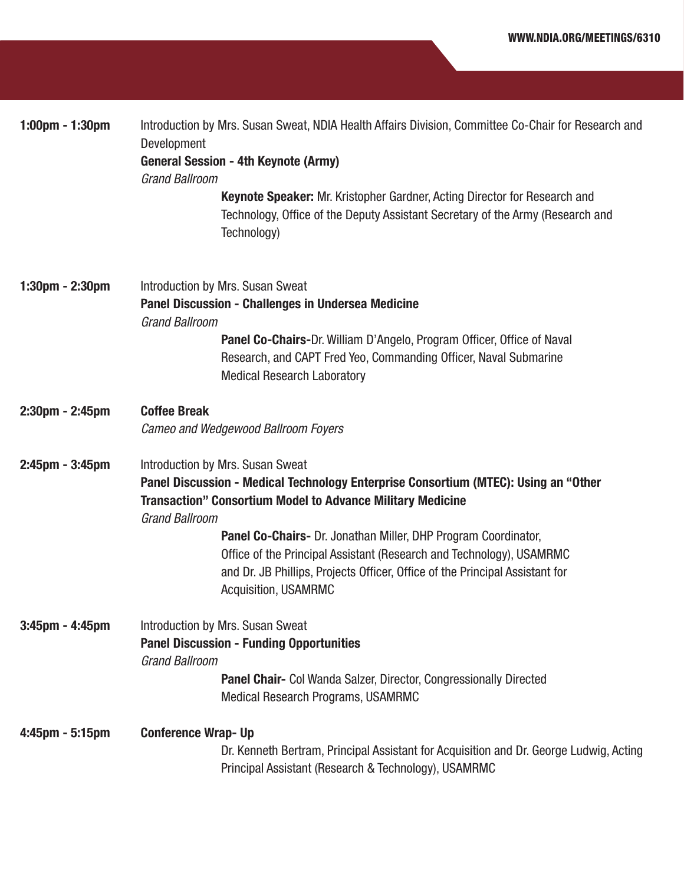**1:00pm - 1:30pm**

Introduction by Mrs. Susan Sweat, NDIA Health Affairs Division, Committee Co-Chair for Research and Development

**General Session - 4th Keynote (Army)**

*Grand Ballroom*

**Keynote Speaker:** Mr. Kristopher Gardner, Acting Director for Research and Technology, Office of the Deputy Assistant Secretary of the Army (Research and Technology)

**1:30pm - 2:30pm**

Introduction by Mrs. Susan Sweat

**Panel Discussion - Challenges in Undersea Medicine**

*Grand Ballroom*

**Panel Co-Chairs-**Dr. William D'Angelo, Program Officer, Office of Naval Research, and CAPT Fred Yeo, Commanding Officer, Naval Submarine Medical Research Laboratory

**2:30pm - 2:45pm**

**Coffee Break**

*Cameo and Wedgewood Ballroom Foyers*

**2:45pm - 3:45pm**

Introduction by Mrs. Susan Sweat

**Panel Discussion - Medical Technology Enterprise Consortium (MTEC): Using an "Other Transaction" Consortium Model to Advance Military Medicine**

*Grand Ballroom*

**Panel Co-Chairs-** Dr. Jonathan Miller, DHP Program Coordinator, Office of the Principal Assistant (Research and Technology), USAMRMC and Dr. JB Phillips, Projects Officer, Office of the Principal Assistant for Acquisition, USAMRMC

**3:45pm - 4:45pm**

Introduction by Mrs. Susan Sweat

**Panel Discussion - Funding Opportunities**

*Grand Ballroom*

**Panel Chair-** Col Wanda Salzer, Director, Congressionally Directed Medical Research Programs, USAMRMC

**4:45pm - 5:15pm**

**Conference Wrap- Up**

Dr. Kenneth Bertram, Principal Assistant for Acquisition and Dr. George Ludwig, Acting Principal Assistant (Research & Technology), USAMRMC